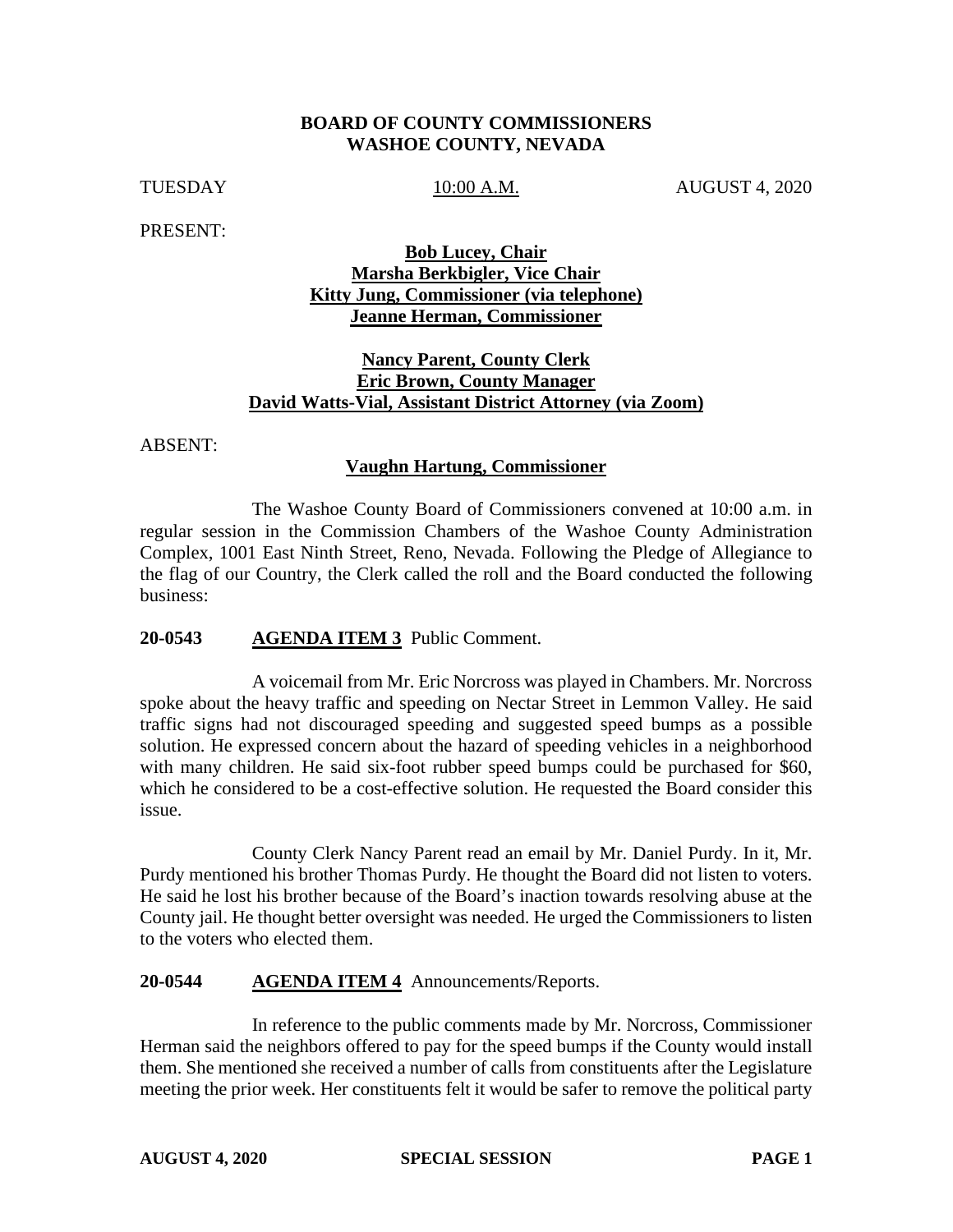**BOARD OF COUNTY COMMISSIONERS**
**WASHOE COUNTY, NEVADA**

TUESDAY 10:00 A.M. AUGUST 4, 2020

PRESENT:

**Bob Lucey, Chair**
**Marsha Berkbigler, Vice Chair**
**Kitty Jung, Commissioner (via telephone)**
**Jeanne Herman, Commissioner**

**Nancy Parent, County Clerk**
**Eric Brown, County Manager**
**David Watts-Vial, Assistant District Attorney (via Zoom)**

ABSENT:

**Vaughn Hartung, Commissioner**

The Washoe County Board of Commissioners convened at 10:00 a.m. in regular session in the Commission Chambers of the Washoe County Administration Complex, 1001 East Ninth Street, Reno, Nevada. Following the Pledge of Allegiance to the flag of our Country, the Clerk called the roll and the Board conducted the following business:

**20-0543 AGENDA ITEM 3** Public Comment.

A voicemail from Mr. Eric Norcross was played in Chambers. Mr. Norcross spoke about the heavy traffic and speeding on Nectar Street in Lemmon Valley. He said traffic signs had not discouraged speeding and suggested speed bumps as a possible solution. He expressed concern about the hazard of speeding vehicles in a neighborhood with many children. He said six-foot rubber speed bumps could be purchased for $60, which he considered to be a cost-effective solution. He requested the Board consider this issue.

County Clerk Nancy Parent read an email by Mr. Daniel Purdy. In it, Mr. Purdy mentioned his brother Thomas Purdy. He thought the Board did not listen to voters. He said he lost his brother because of the Board's inaction towards resolving abuse at the County jail. He thought better oversight was needed. He urged the Commissioners to listen to the voters who elected them.

**20-0544 AGENDA ITEM 4** Announcements/Reports.

In reference to the public comments made by Mr. Norcross, Commissioner Herman said the neighbors offered to pay for the speed bumps if the County would install them. She mentioned she received a number of calls from constituents after the Legislature meeting the prior week. Her constituents felt it would be safer to remove the political party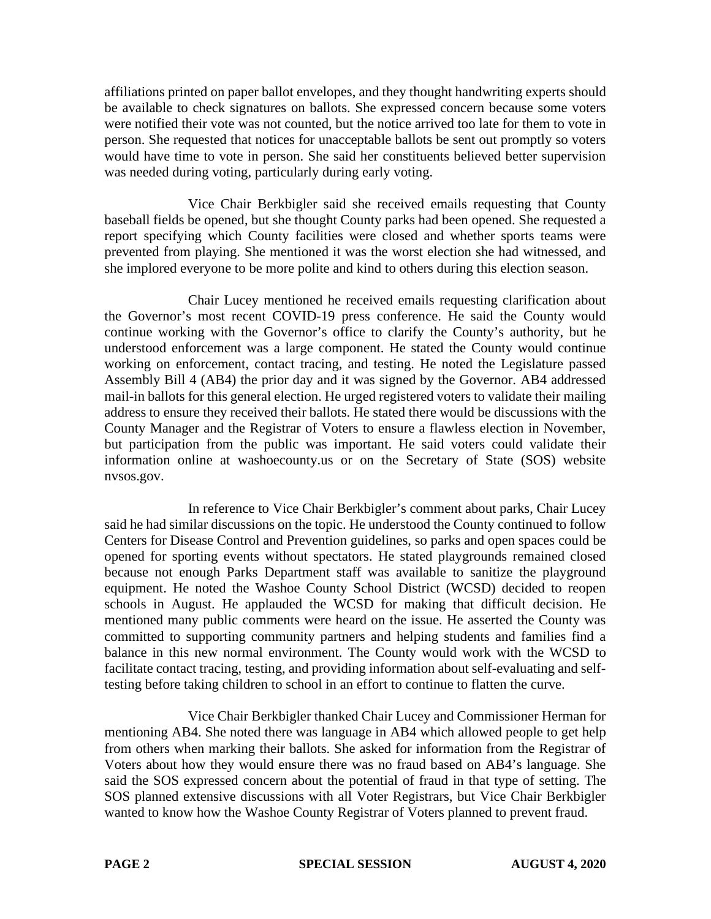affiliations printed on paper ballot envelopes, and they thought handwriting experts should be available to check signatures on ballots. She expressed concern because some voters were notified their vote was not counted, but the notice arrived too late for them to vote in person. She requested that notices for unacceptable ballots be sent out promptly so voters would have time to vote in person. She said her constituents believed better supervision was needed during voting, particularly during early voting.

Vice Chair Berkbigler said she received emails requesting that County baseball fields be opened, but she thought County parks had been opened. She requested a report specifying which County facilities were closed and whether sports teams were prevented from playing. She mentioned it was the worst election she had witnessed, and she implored everyone to be more polite and kind to others during this election season.

Chair Lucey mentioned he received emails requesting clarification about the Governor's most recent COVID-19 press conference. He said the County would continue working with the Governor's office to clarify the County's authority, but he understood enforcement was a large component. He stated the County would continue working on enforcement, contact tracing, and testing. He noted the Legislature passed Assembly Bill 4 (AB4) the prior day and it was signed by the Governor. AB4 addressed mail-in ballots for this general election. He urged registered voters to validate their mailing address to ensure they received their ballots. He stated there would be discussions with the County Manager and the Registrar of Voters to ensure a flawless election in November, but participation from the public was important. He said voters could validate their information online at washoecounty.us or on the Secretary of State (SOS) website nvsos.gov.

In reference to Vice Chair Berkbigler's comment about parks, Chair Lucey said he had similar discussions on the topic. He understood the County continued to follow Centers for Disease Control and Prevention guidelines, so parks and open spaces could be opened for sporting events without spectators. He stated playgrounds remained closed because not enough Parks Department staff was available to sanitize the playground equipment. He noted the Washoe County School District (WCSD) decided to reopen schools in August. He applauded the WCSD for making that difficult decision. He mentioned many public comments were heard on the issue. He asserted the County was committed to supporting community partners and helping students and families find a balance in this new normal environment. The County would work with the WCSD to facilitate contact tracing, testing, and providing information about self-evaluating and self-testing before taking children to school in an effort to continue to flatten the curve.

Vice Chair Berkbigler thanked Chair Lucey and Commissioner Herman for mentioning AB4. She noted there was language in AB4 which allowed people to get help from others when marking their ballots. She asked for information from the Registrar of Voters about how they would ensure there was no fraud based on AB4's language. She said the SOS expressed concern about the potential of fraud in that type of setting. The SOS planned extensive discussions with all Voter Registrars, but Vice Chair Berkbigler wanted to know how the Washoe County Registrar of Voters planned to prevent fraud.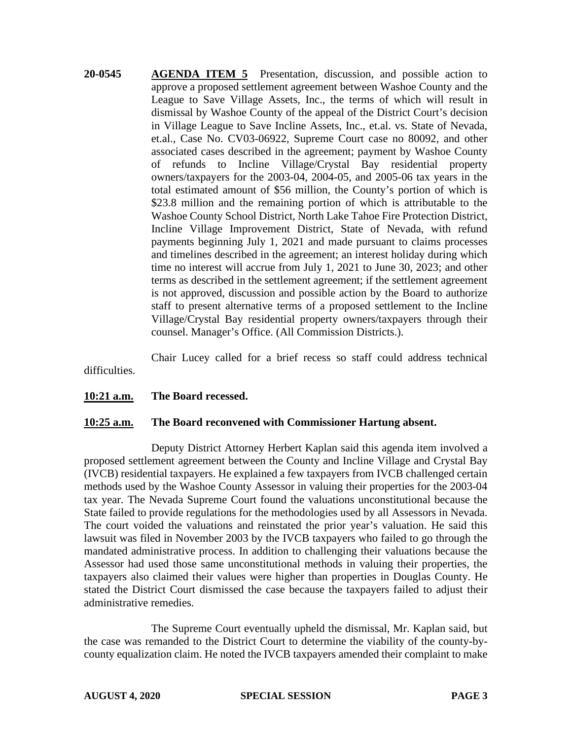**20-0545** **AGENDA ITEM 5** Presentation, discussion, and possible action to approve a proposed settlement agreement between Washoe County and the League to Save Village Assets, Inc., the terms of which will result in dismissal by Washoe County of the appeal of the District Court's decision in Village League to Save Incline Assets, Inc., et.al. vs. State of Nevada, et.al., Case No. CV03-06922, Supreme Court case no 80092, and other associated cases described in the agreement; payment by Washoe County of refunds to Incline Village/Crystal Bay residential property owners/taxpayers for the 2003-04, 2004-05, and 2005-06 tax years in the total estimated amount of $56 million, the County's portion of which is $23.8 million and the remaining portion of which is attributable to the Washoe County School District, North Lake Tahoe Fire Protection District, Incline Village Improvement District, State of Nevada, with refund payments beginning July 1, 2021 and made pursuant to claims processes and timelines described in the agreement; an interest holiday during which time no interest will accrue from July 1, 2021 to June 30, 2023; and other terms as described in the settlement agreement; if the settlement agreement is not approved, discussion and possible action by the Board to authorize staff to present alternative terms of a proposed settlement to the Incline Village/Crystal Bay residential property owners/taxpayers through their counsel. Manager's Office. (All Commission Districts.).

Chair Lucey called for a brief recess so staff could address technical difficulties.

**10:21 a.m.** **The Board recessed.**

**10:25 a.m.** **The Board reconvened with Commissioner Hartung absent.**

Deputy District Attorney Herbert Kaplan said this agenda item involved a proposed settlement agreement between the County and Incline Village and Crystal Bay (IVCB) residential taxpayers. He explained a few taxpayers from IVCB challenged certain methods used by the Washoe County Assessor in valuing their properties for the 2003-04 tax year. The Nevada Supreme Court found the valuations unconstitutional because the State failed to provide regulations for the methodologies used by all Assessors in Nevada. The court voided the valuations and reinstated the prior year's valuation. He said this lawsuit was filed in November 2003 by the IVCB taxpayers who failed to go through the mandated administrative process. In addition to challenging their valuations because the Assessor had used those same unconstitutional methods in valuing their properties, the taxpayers also claimed their values were higher than properties in Douglas County. He stated the District Court dismissed the case because the taxpayers failed to adjust their administrative remedies.

The Supreme Court eventually upheld the dismissal, Mr. Kaplan said, but the case was remanded to the District Court to determine the viability of the county-by-county equalization claim. He noted the IVCB taxpayers amended their complaint to make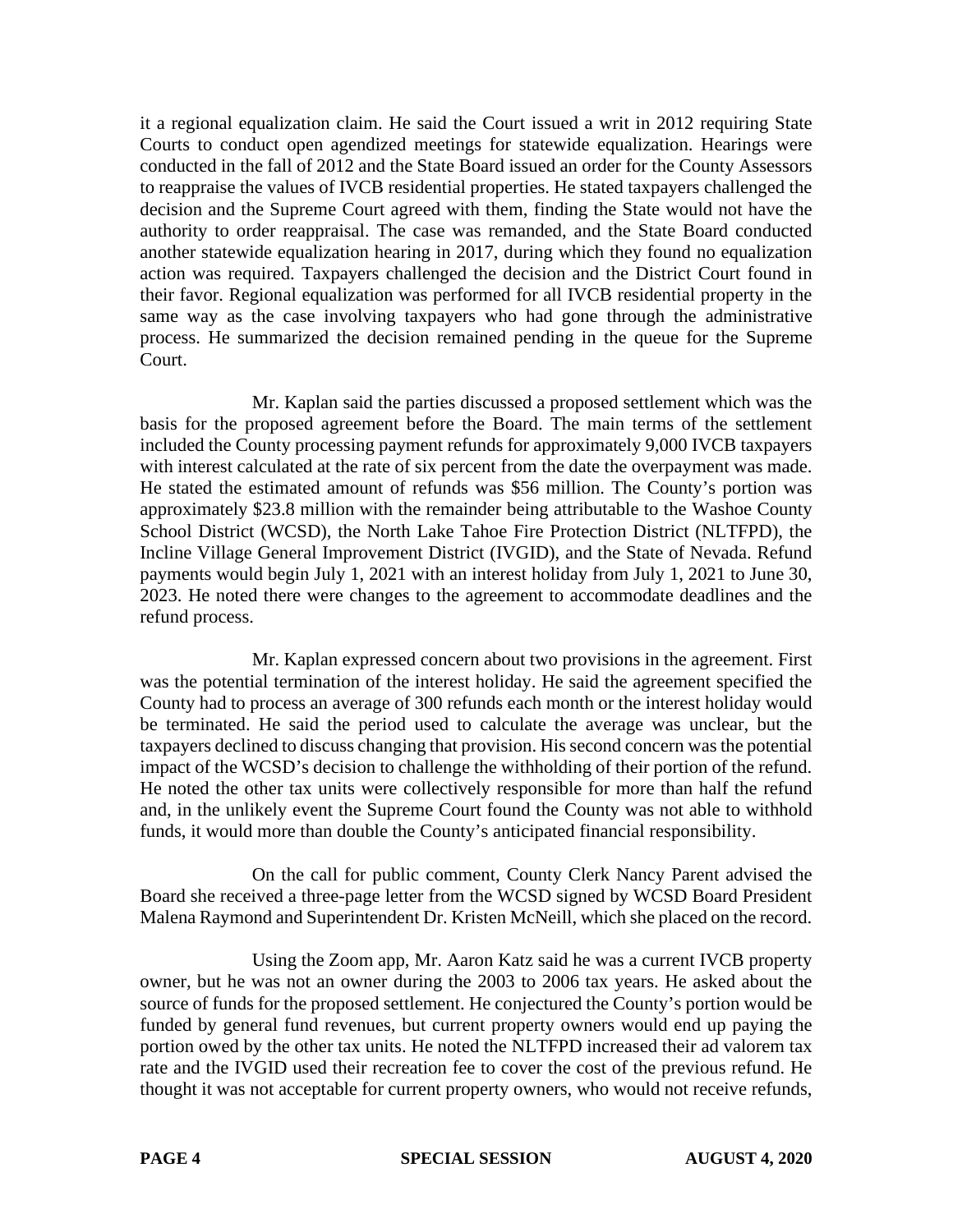it a regional equalization claim. He said the Court issued a writ in 2012 requiring State Courts to conduct open agendized meetings for statewide equalization. Hearings were conducted in the fall of 2012 and the State Board issued an order for the County Assessors to reappraise the values of IVCB residential properties. He stated taxpayers challenged the decision and the Supreme Court agreed with them, finding the State would not have the authority to order reappraisal. The case was remanded, and the State Board conducted another statewide equalization hearing in 2017, during which they found no equalization action was required. Taxpayers challenged the decision and the District Court found in their favor. Regional equalization was performed for all IVCB residential property in the same way as the case involving taxpayers who had gone through the administrative process. He summarized the decision remained pending in the queue for the Supreme Court.

Mr. Kaplan said the parties discussed a proposed settlement which was the basis for the proposed agreement before the Board. The main terms of the settlement included the County processing payment refunds for approximately 9,000 IVCB taxpayers with interest calculated at the rate of six percent from the date the overpayment was made. He stated the estimated amount of refunds was $56 million. The County's portion was approximately $23.8 million with the remainder being attributable to the Washoe County School District (WCSD), the North Lake Tahoe Fire Protection District (NLTFPD), the Incline Village General Improvement District (IVGID), and the State of Nevada. Refund payments would begin July 1, 2021 with an interest holiday from July 1, 2021 to June 30, 2023. He noted there were changes to the agreement to accommodate deadlines and the refund process.

Mr. Kaplan expressed concern about two provisions in the agreement. First was the potential termination of the interest holiday. He said the agreement specified the County had to process an average of 300 refunds each month or the interest holiday would be terminated. He said the period used to calculate the average was unclear, but the taxpayers declined to discuss changing that provision. His second concern was the potential impact of the WCSD's decision to challenge the withholding of their portion of the refund. He noted the other tax units were collectively responsible for more than half the refund and, in the unlikely event the Supreme Court found the County was not able to withhold funds, it would more than double the County's anticipated financial responsibility.

On the call for public comment, County Clerk Nancy Parent advised the Board she received a three-page letter from the WCSD signed by WCSD Board President Malena Raymond and Superintendent Dr. Kristen McNeill, which she placed on the record.

Using the Zoom app, Mr. Aaron Katz said he was a current IVCB property owner, but he was not an owner during the 2003 to 2006 tax years. He asked about the source of funds for the proposed settlement. He conjectured the County's portion would be funded by general fund revenues, but current property owners would end up paying the portion owed by the other tax units. He noted the NLTFPD increased their ad valorem tax rate and the IVGID used their recreation fee to cover the cost of the previous refund. He thought it was not acceptable for current property owners, who would not receive refunds,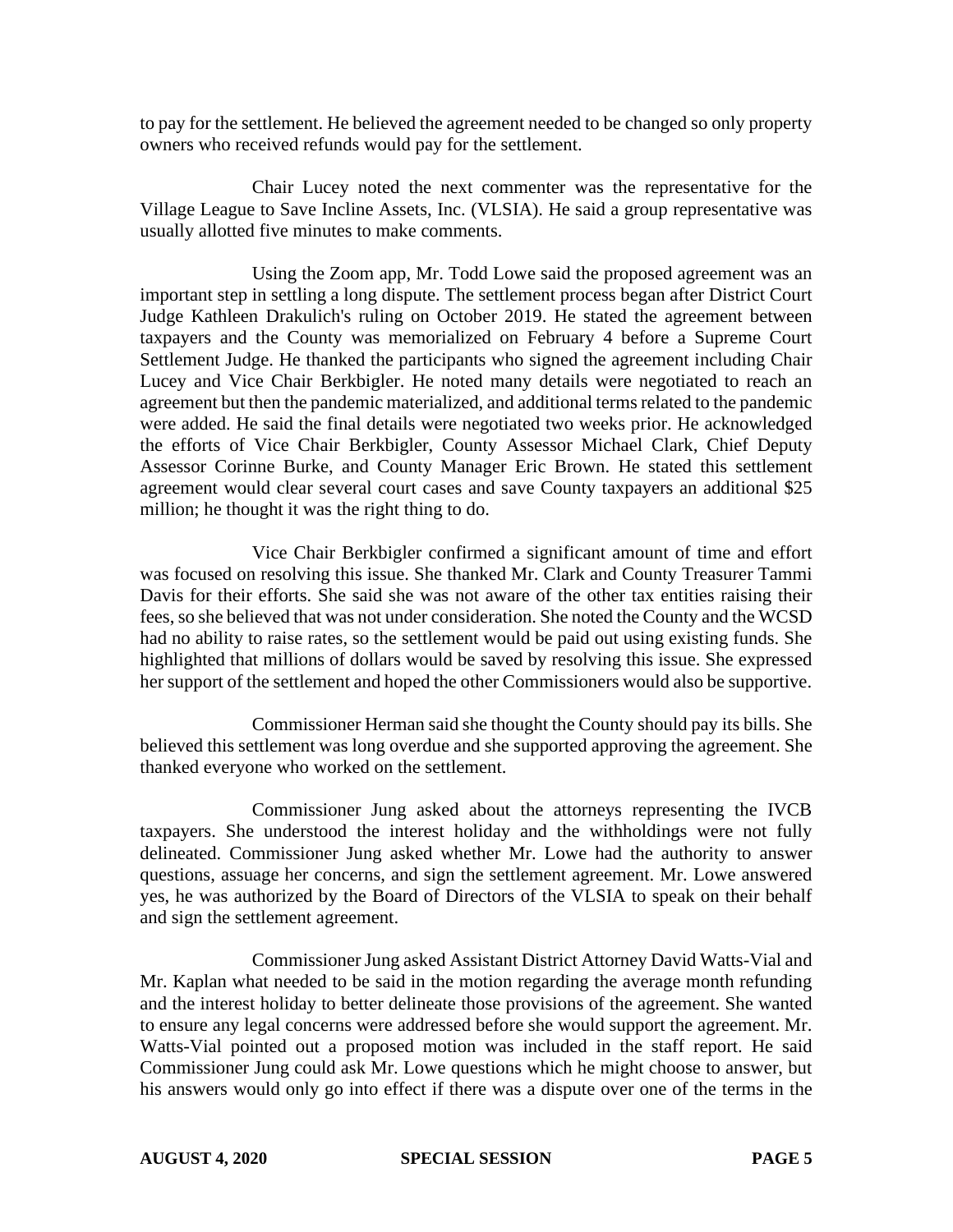to pay for the settlement. He believed the agreement needed to be changed so only property owners who received refunds would pay for the settlement.

Chair Lucey noted the next commenter was the representative for the Village League to Save Incline Assets, Inc. (VLSIA). He said a group representative was usually allotted five minutes to make comments.

Using the Zoom app, Mr. Todd Lowe said the proposed agreement was an important step in settling a long dispute. The settlement process began after District Court Judge Kathleen Drakulich's ruling on October 2019. He stated the agreement between taxpayers and the County was memorialized on February 4 before a Supreme Court Settlement Judge. He thanked the participants who signed the agreement including Chair Lucey and Vice Chair Berkbigler. He noted many details were negotiated to reach an agreement but then the pandemic materialized, and additional terms related to the pandemic were added. He said the final details were negotiated two weeks prior. He acknowledged the efforts of Vice Chair Berkbigler, County Assessor Michael Clark, Chief Deputy Assessor Corinne Burke, and County Manager Eric Brown. He stated this settlement agreement would clear several court cases and save County taxpayers an additional $25 million; he thought it was the right thing to do.

Vice Chair Berkbigler confirmed a significant amount of time and effort was focused on resolving this issue. She thanked Mr. Clark and County Treasurer Tammi Davis for their efforts. She said she was not aware of the other tax entities raising their fees, so she believed that was not under consideration. She noted the County and the WCSD had no ability to raise rates, so the settlement would be paid out using existing funds. She highlighted that millions of dollars would be saved by resolving this issue. She expressed her support of the settlement and hoped the other Commissioners would also be supportive.

Commissioner Herman said she thought the County should pay its bills. She believed this settlement was long overdue and she supported approving the agreement. She thanked everyone who worked on the settlement.

Commissioner Jung asked about the attorneys representing the IVCB taxpayers. She understood the interest holiday and the withholdings were not fully delineated. Commissioner Jung asked whether Mr. Lowe had the authority to answer questions, assuage her concerns, and sign the settlement agreement. Mr. Lowe answered yes, he was authorized by the Board of Directors of the VLSIA to speak on their behalf and sign the settlement agreement.

Commissioner Jung asked Assistant District Attorney David Watts-Vial and Mr. Kaplan what needed to be said in the motion regarding the average month refunding and the interest holiday to better delineate those provisions of the agreement. She wanted to ensure any legal concerns were addressed before she would support the agreement. Mr. Watts-Vial pointed out a proposed motion was included in the staff report. He said Commissioner Jung could ask Mr. Lowe questions which he might choose to answer, but his answers would only go into effect if there was a dispute over one of the terms in the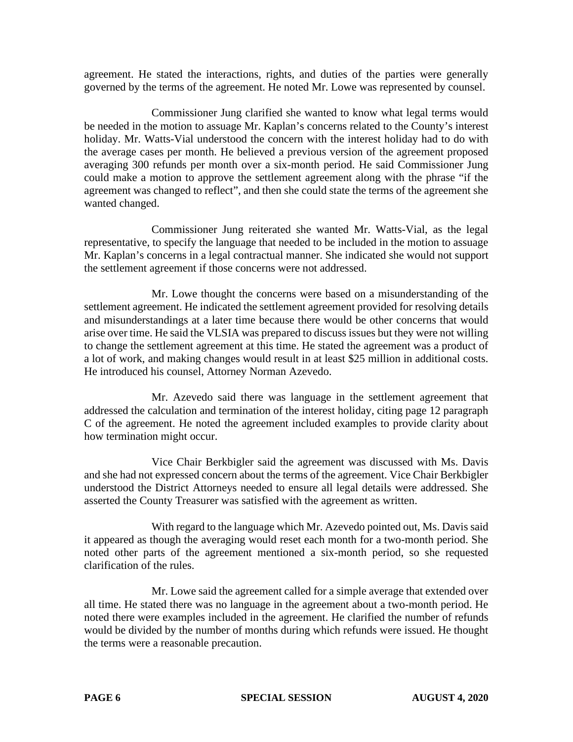agreement. He stated the interactions, rights, and duties of the parties were generally governed by the terms of the agreement. He noted Mr. Lowe was represented by counsel.

Commissioner Jung clarified she wanted to know what legal terms would be needed in the motion to assuage Mr. Kaplan's concerns related to the County's interest holiday. Mr. Watts-Vial understood the concern with the interest holiday had to do with the average cases per month. He believed a previous version of the agreement proposed averaging 300 refunds per month over a six-month period. He said Commissioner Jung could make a motion to approve the settlement agreement along with the phrase "if the agreement was changed to reflect", and then she could state the terms of the agreement she wanted changed.

Commissioner Jung reiterated she wanted Mr. Watts-Vial, as the legal representative, to specify the language that needed to be included in the motion to assuage Mr. Kaplan's concerns in a legal contractual manner. She indicated she would not support the settlement agreement if those concerns were not addressed.

Mr. Lowe thought the concerns were based on a misunderstanding of the settlement agreement. He indicated the settlement agreement provided for resolving details and misunderstandings at a later time because there would be other concerns that would arise over time. He said the VLSIA was prepared to discuss issues but they were not willing to change the settlement agreement at this time. He stated the agreement was a product of a lot of work, and making changes would result in at least $25 million in additional costs. He introduced his counsel, Attorney Norman Azevedo.

Mr. Azevedo said there was language in the settlement agreement that addressed the calculation and termination of the interest holiday, citing page 12 paragraph C of the agreement. He noted the agreement included examples to provide clarity about how termination might occur.

Vice Chair Berkbigler said the agreement was discussed with Ms. Davis and she had not expressed concern about the terms of the agreement. Vice Chair Berkbigler understood the District Attorneys needed to ensure all legal details were addressed. She asserted the County Treasurer was satisfied with the agreement as written.

With regard to the language which Mr. Azevedo pointed out, Ms. Davis said it appeared as though the averaging would reset each month for a two-month period. She noted other parts of the agreement mentioned a six-month period, so she requested clarification of the rules.

Mr. Lowe said the agreement called for a simple average that extended over all time. He stated there was no language in the agreement about a two-month period. He noted there were examples included in the agreement. He clarified the number of refunds would be divided by the number of months during which refunds were issued. He thought the terms were a reasonable precaution.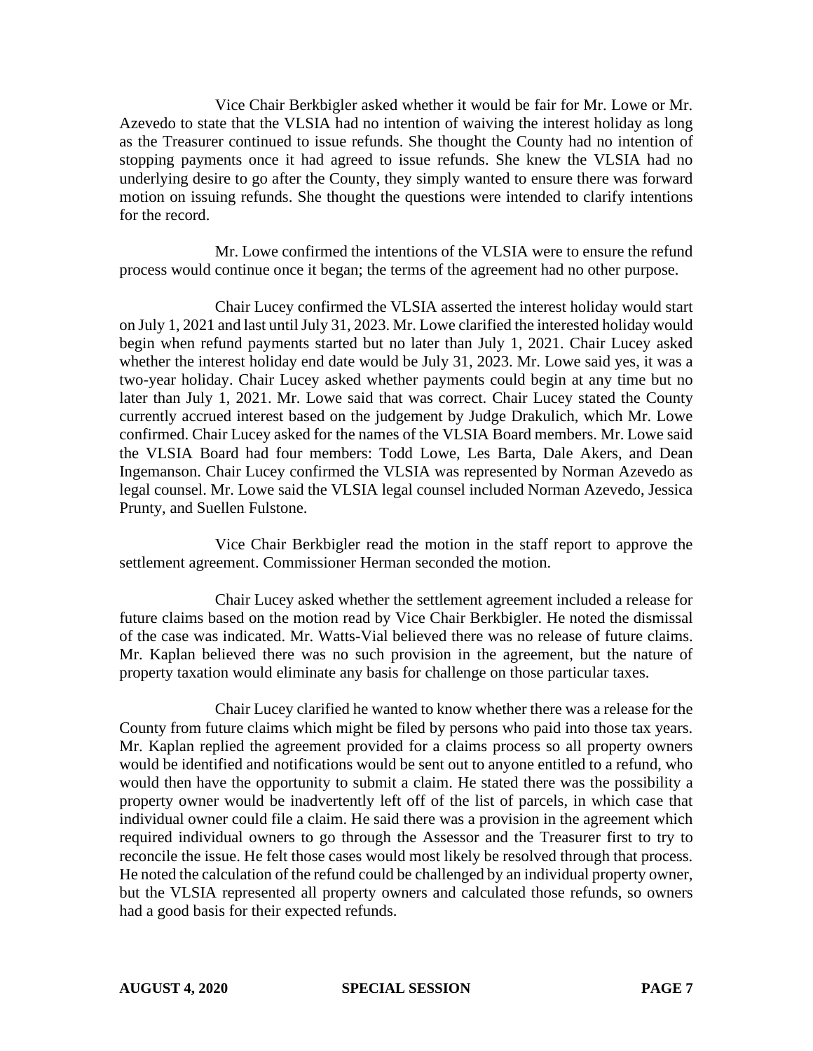Vice Chair Berkbigler asked whether it would be fair for Mr. Lowe or Mr. Azevedo to state that the VLSIA had no intention of waiving the interest holiday as long as the Treasurer continued to issue refunds. She thought the County had no intention of stopping payments once it had agreed to issue refunds. She knew the VLSIA had no underlying desire to go after the County, they simply wanted to ensure there was forward motion on issuing refunds. She thought the questions were intended to clarify intentions for the record.

Mr. Lowe confirmed the intentions of the VLSIA were to ensure the refund process would continue once it began; the terms of the agreement had no other purpose.

Chair Lucey confirmed the VLSIA asserted the interest holiday would start on July 1, 2021 and last until July 31, 2023. Mr. Lowe clarified the interested holiday would begin when refund payments started but no later than July 1, 2021. Chair Lucey asked whether the interest holiday end date would be July 31, 2023. Mr. Lowe said yes, it was a two-year holiday. Chair Lucey asked whether payments could begin at any time but no later than July 1, 2021. Mr. Lowe said that was correct. Chair Lucey stated the County currently accrued interest based on the judgement by Judge Drakulich, which Mr. Lowe confirmed. Chair Lucey asked for the names of the VLSIA Board members. Mr. Lowe said the VLSIA Board had four members: Todd Lowe, Les Barta, Dale Akers, and Dean Ingemanson. Chair Lucey confirmed the VLSIA was represented by Norman Azevedo as legal counsel. Mr. Lowe said the VLSIA legal counsel included Norman Azevedo, Jessica Prunty, and Suellen Fulstone.

Vice Chair Berkbigler read the motion in the staff report to approve the settlement agreement. Commissioner Herman seconded the motion.

Chair Lucey asked whether the settlement agreement included a release for future claims based on the motion read by Vice Chair Berkbigler. He noted the dismissal of the case was indicated. Mr. Watts-Vial believed there was no release of future claims. Mr. Kaplan believed there was no such provision in the agreement, but the nature of property taxation would eliminate any basis for challenge on those particular taxes.

Chair Lucey clarified he wanted to know whether there was a release for the County from future claims which might be filed by persons who paid into those tax years. Mr. Kaplan replied the agreement provided for a claims process so all property owners would be identified and notifications would be sent out to anyone entitled to a refund, who would then have the opportunity to submit a claim. He stated there was the possibility a property owner would be inadvertently left off of the list of parcels, in which case that individual owner could file a claim. He said there was a provision in the agreement which required individual owners to go through the Assessor and the Treasurer first to try to reconcile the issue. He felt those cases would most likely be resolved through that process. He noted the calculation of the refund could be challenged by an individual property owner, but the VLSIA represented all property owners and calculated those refunds, so owners had a good basis for their expected refunds.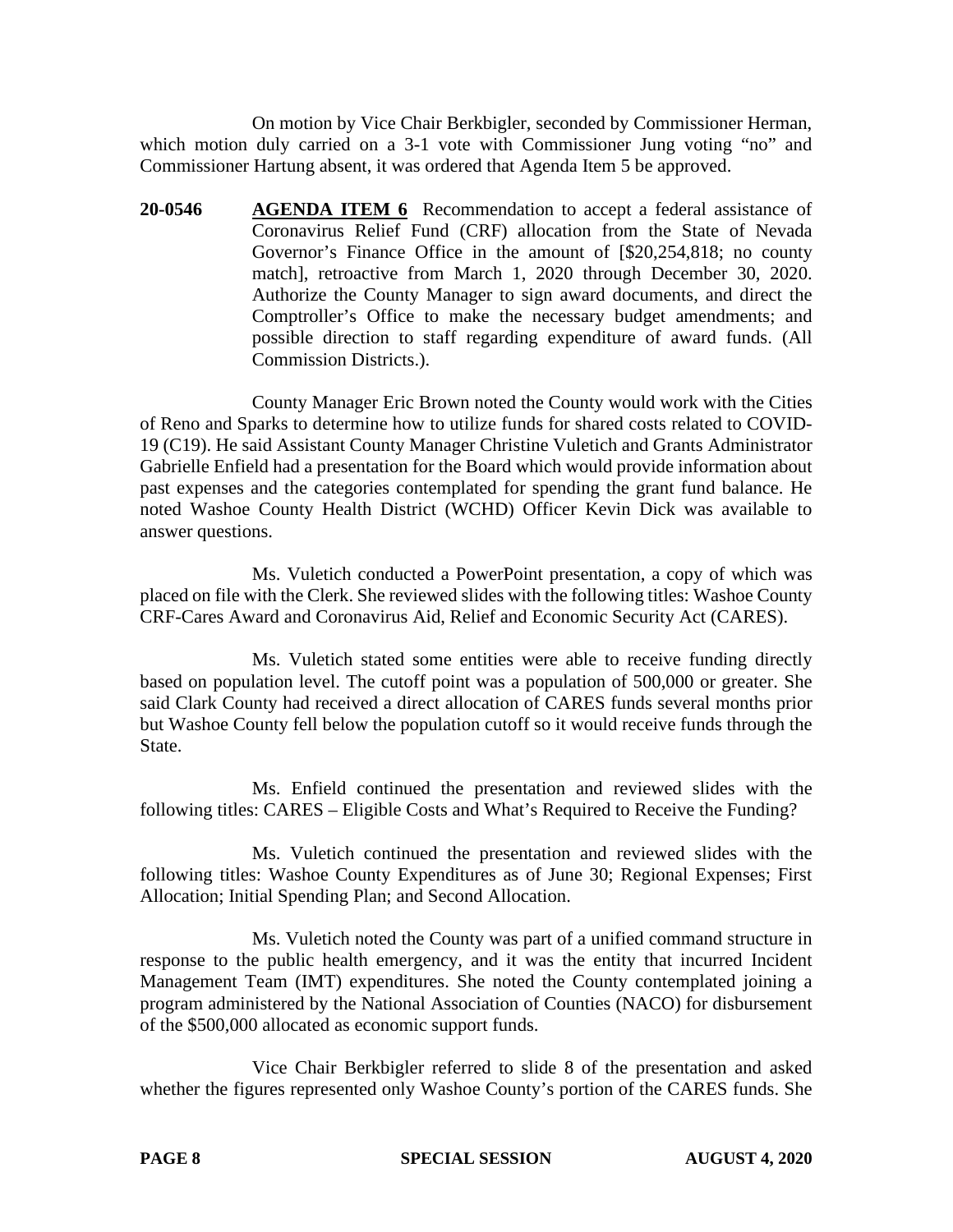On motion by Vice Chair Berkbigler, seconded by Commissioner Herman, which motion duly carried on a 3-1 vote with Commissioner Jung voting "no" and Commissioner Hartung absent, it was ordered that Agenda Item 5 be approved.

**20-0546** **AGENDA ITEM 6** Recommendation to accept a federal assistance of Coronavirus Relief Fund (CRF) allocation from the State of Nevada Governor's Finance Office in the amount of [$20,254,818; no county match], retroactive from March 1, 2020 through December 30, 2020. Authorize the County Manager to sign award documents, and direct the Comptroller's Office to make the necessary budget amendments; and possible direction to staff regarding expenditure of award funds. (All Commission Districts.).

County Manager Eric Brown noted the County would work with the Cities of Reno and Sparks to determine how to utilize funds for shared costs related to COVID-19 (C19). He said Assistant County Manager Christine Vuletich and Grants Administrator Gabrielle Enfield had a presentation for the Board which would provide information about past expenses and the categories contemplated for spending the grant fund balance. He noted Washoe County Health District (WCHD) Officer Kevin Dick was available to answer questions.

Ms. Vuletich conducted a PowerPoint presentation, a copy of which was placed on file with the Clerk. She reviewed slides with the following titles: Washoe County CRF-Cares Award and Coronavirus Aid, Relief and Economic Security Act (CARES).

Ms. Vuletich stated some entities were able to receive funding directly based on population level. The cutoff point was a population of 500,000 or greater. She said Clark County had received a direct allocation of CARES funds several months prior but Washoe County fell below the population cutoff so it would receive funds through the State.

Ms. Enfield continued the presentation and reviewed slides with the following titles: CARES – Eligible Costs and What's Required to Receive the Funding?

Ms. Vuletich continued the presentation and reviewed slides with the following titles: Washoe County Expenditures as of June 30; Regional Expenses; First Allocation; Initial Spending Plan; and Second Allocation.

Ms. Vuletich noted the County was part of a unified command structure in response to the public health emergency, and it was the entity that incurred Incident Management Team (IMT) expenditures. She noted the County contemplated joining a program administered by the National Association of Counties (NACO) for disbursement of the $500,000 allocated as economic support funds.

Vice Chair Berkbigler referred to slide 8 of the presentation and asked whether the figures represented only Washoe County's portion of the CARES funds. She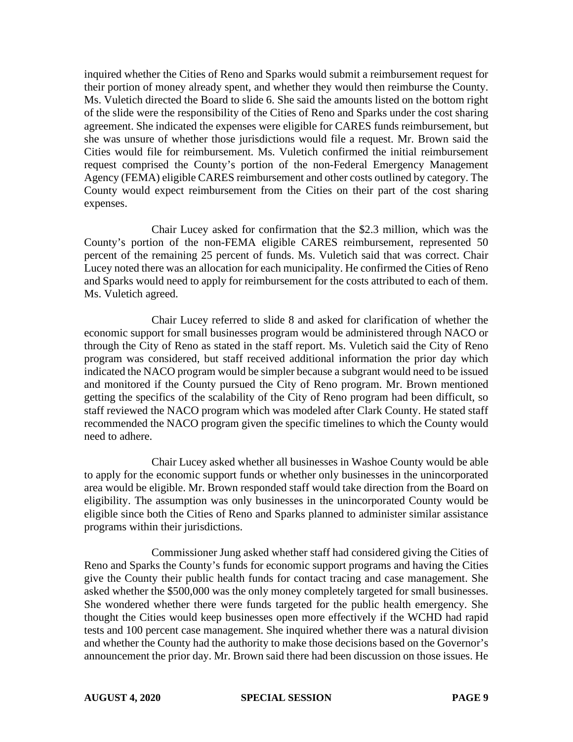inquired whether the Cities of Reno and Sparks would submit a reimbursement request for their portion of money already spent, and whether they would then reimburse the County. Ms. Vuletich directed the Board to slide 6. She said the amounts listed on the bottom right of the slide were the responsibility of the Cities of Reno and Sparks under the cost sharing agreement. She indicated the expenses were eligible for CARES funds reimbursement, but she was unsure of whether those jurisdictions would file a request. Mr. Brown said the Cities would file for reimbursement. Ms. Vuletich confirmed the initial reimbursement request comprised the County's portion of the non-Federal Emergency Management Agency (FEMA) eligible CARES reimbursement and other costs outlined by category. The County would expect reimbursement from the Cities on their part of the cost sharing expenses.

Chair Lucey asked for confirmation that the $2.3 million, which was the County's portion of the non-FEMA eligible CARES reimbursement, represented 50 percent of the remaining 25 percent of funds. Ms. Vuletich said that was correct. Chair Lucey noted there was an allocation for each municipality. He confirmed the Cities of Reno and Sparks would need to apply for reimbursement for the costs attributed to each of them. Ms. Vuletich agreed.

Chair Lucey referred to slide 8 and asked for clarification of whether the economic support for small businesses program would be administered through NACO or through the City of Reno as stated in the staff report. Ms. Vuletich said the City of Reno program was considered, but staff received additional information the prior day which indicated the NACO program would be simpler because a subgrant would need to be issued and monitored if the County pursued the City of Reno program. Mr. Brown mentioned getting the specifics of the scalability of the City of Reno program had been difficult, so staff reviewed the NACO program which was modeled after Clark County. He stated staff recommended the NACO program given the specific timelines to which the County would need to adhere.

Chair Lucey asked whether all businesses in Washoe County would be able to apply for the economic support funds or whether only businesses in the unincorporated area would be eligible. Mr. Brown responded staff would take direction from the Board on eligibility. The assumption was only businesses in the unincorporated County would be eligible since both the Cities of Reno and Sparks planned to administer similar assistance programs within their jurisdictions.

Commissioner Jung asked whether staff had considered giving the Cities of Reno and Sparks the County's funds for economic support programs and having the Cities give the County their public health funds for contact tracing and case management. She asked whether the $500,000 was the only money completely targeted for small businesses. She wondered whether there were funds targeted for the public health emergency. She thought the Cities would keep businesses open more effectively if the WCHD had rapid tests and 100 percent case management. She inquired whether there was a natural division and whether the County had the authority to make those decisions based on the Governor's announcement the prior day. Mr. Brown said there had been discussion on those issues. He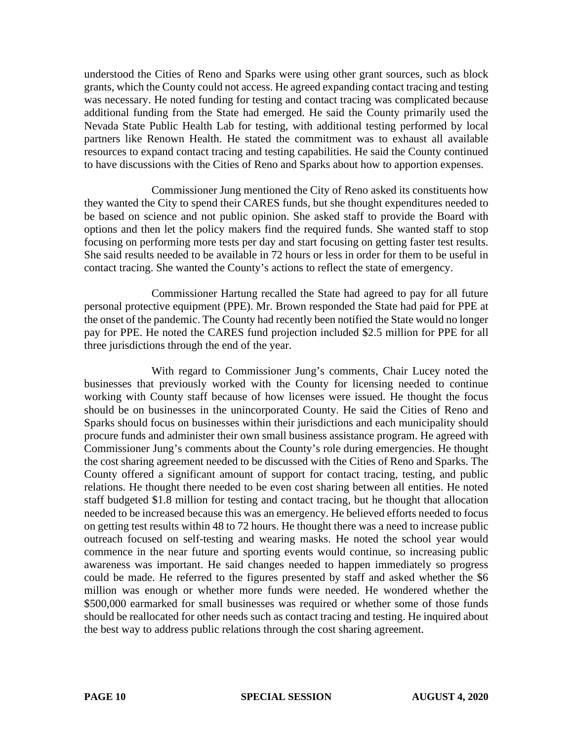understood the Cities of Reno and Sparks were using other grant sources, such as block grants, which the County could not access. He agreed expanding contact tracing and testing was necessary. He noted funding for testing and contact tracing was complicated because additional funding from the State had emerged. He said the County primarily used the Nevada State Public Health Lab for testing, with additional testing performed by local partners like Renown Health. He stated the commitment was to exhaust all available resources to expand contact tracing and testing capabilities. He said the County continued to have discussions with the Cities of Reno and Sparks about how to apportion expenses.

Commissioner Jung mentioned the City of Reno asked its constituents how they wanted the City to spend their CARES funds, but she thought expenditures needed to be based on science and not public opinion. She asked staff to provide the Board with options and then let the policy makers find the required funds. She wanted staff to stop focusing on performing more tests per day and start focusing on getting faster test results. She said results needed to be available in 72 hours or less in order for them to be useful in contact tracing. She wanted the County's actions to reflect the state of emergency.

Commissioner Hartung recalled the State had agreed to pay for all future personal protective equipment (PPE). Mr. Brown responded the State had paid for PPE at the onset of the pandemic. The County had recently been notified the State would no longer pay for PPE. He noted the CARES fund projection included $2.5 million for PPE for all three jurisdictions through the end of the year.

With regard to Commissioner Jung's comments, Chair Lucey noted the businesses that previously worked with the County for licensing needed to continue working with County staff because of how licenses were issued. He thought the focus should be on businesses in the unincorporated County. He said the Cities of Reno and Sparks should focus on businesses within their jurisdictions and each municipality should procure funds and administer their own small business assistance program. He agreed with Commissioner Jung's comments about the County's role during emergencies. He thought the cost sharing agreement needed to be discussed with the Cities of Reno and Sparks. The County offered a significant amount of support for contact tracing, testing, and public relations. He thought there needed to be even cost sharing between all entities. He noted staff budgeted $1.8 million for testing and contact tracing, but he thought that allocation needed to be increased because this was an emergency. He believed efforts needed to focus on getting test results within 48 to 72 hours. He thought there was a need to increase public outreach focused on self-testing and wearing masks. He noted the school year would commence in the near future and sporting events would continue, so increasing public awareness was important. He said changes needed to happen immediately so progress could be made. He referred to the figures presented by staff and asked whether the $6 million was enough or whether more funds were needed. He wondered whether the $500,000 earmarked for small businesses was required or whether some of those funds should be reallocated for other needs such as contact tracing and testing. He inquired about the best way to address public relations through the cost sharing agreement.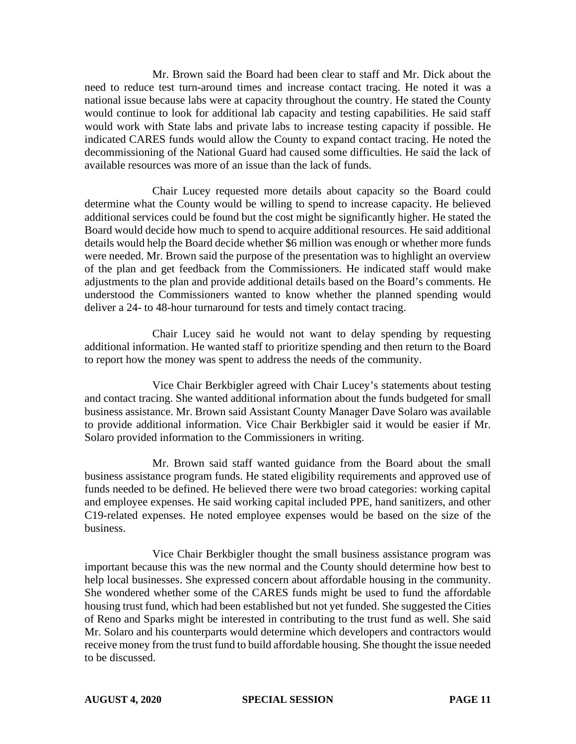Mr. Brown said the Board had been clear to staff and Mr. Dick about the need to reduce test turn-around times and increase contact tracing. He noted it was a national issue because labs were at capacity throughout the country. He stated the County would continue to look for additional lab capacity and testing capabilities. He said staff would work with State labs and private labs to increase testing capacity if possible. He indicated CARES funds would allow the County to expand contact tracing. He noted the decommissioning of the National Guard had caused some difficulties. He said the lack of available resources was more of an issue than the lack of funds.

Chair Lucey requested more details about capacity so the Board could determine what the County would be willing to spend to increase capacity. He believed additional services could be found but the cost might be significantly higher. He stated the Board would decide how much to spend to acquire additional resources. He said additional details would help the Board decide whether $6 million was enough or whether more funds were needed. Mr. Brown said the purpose of the presentation was to highlight an overview of the plan and get feedback from the Commissioners. He indicated staff would make adjustments to the plan and provide additional details based on the Board's comments. He understood the Commissioners wanted to know whether the planned spending would deliver a 24- to 48-hour turnaround for tests and timely contact tracing.

Chair Lucey said he would not want to delay spending by requesting additional information. He wanted staff to prioritize spending and then return to the Board to report how the money was spent to address the needs of the community.

Vice Chair Berkbigler agreed with Chair Lucey's statements about testing and contact tracing. She wanted additional information about the funds budgeted for small business assistance. Mr. Brown said Assistant County Manager Dave Solaro was available to provide additional information. Vice Chair Berkbigler said it would be easier if Mr. Solaro provided information to the Commissioners in writing.

Mr. Brown said staff wanted guidance from the Board about the small business assistance program funds. He stated eligibility requirements and approved use of funds needed to be defined. He believed there were two broad categories: working capital and employee expenses. He said working capital included PPE, hand sanitizers, and other C19-related expenses. He noted employee expenses would be based on the size of the business.

Vice Chair Berkbigler thought the small business assistance program was important because this was the new normal and the County should determine how best to help local businesses. She expressed concern about affordable housing in the community. She wondered whether some of the CARES funds might be used to fund the affordable housing trust fund, which had been established but not yet funded. She suggested the Cities of Reno and Sparks might be interested in contributing to the trust fund as well. She said Mr. Solaro and his counterparts would determine which developers and contractors would receive money from the trust fund to build affordable housing. She thought the issue needed to be discussed.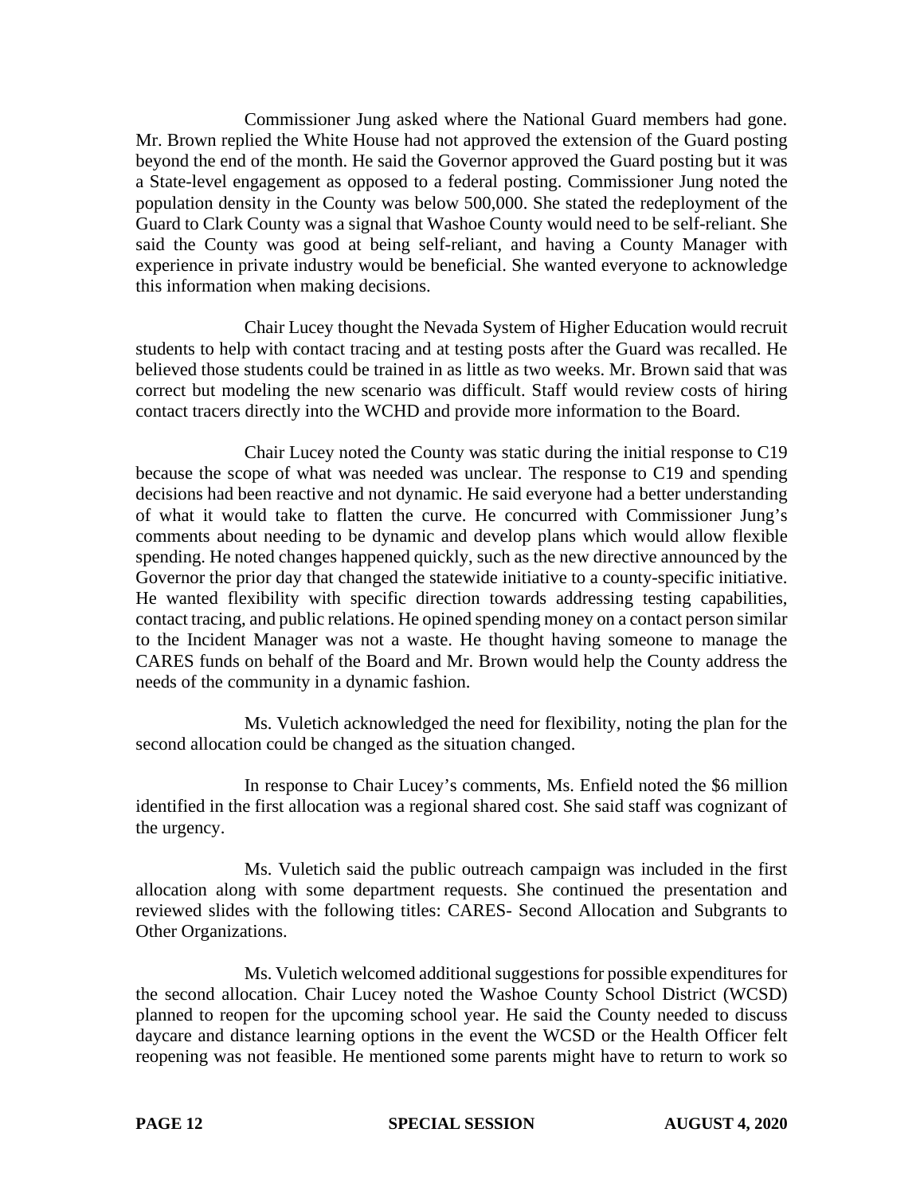Commissioner Jung asked where the National Guard members had gone. Mr. Brown replied the White House had not approved the extension of the Guard posting beyond the end of the month. He said the Governor approved the Guard posting but it was a State-level engagement as opposed to a federal posting. Commissioner Jung noted the population density in the County was below 500,000. She stated the redeployment of the Guard to Clark County was a signal that Washoe County would need to be self-reliant. She said the County was good at being self-reliant, and having a County Manager with experience in private industry would be beneficial. She wanted everyone to acknowledge this information when making decisions.

Chair Lucey thought the Nevada System of Higher Education would recruit students to help with contact tracing and at testing posts after the Guard was recalled. He believed those students could be trained in as little as two weeks. Mr. Brown said that was correct but modeling the new scenario was difficult. Staff would review costs of hiring contact tracers directly into the WCHD and provide more information to the Board.

Chair Lucey noted the County was static during the initial response to C19 because the scope of what was needed was unclear. The response to C19 and spending decisions had been reactive and not dynamic. He said everyone had a better understanding of what it would take to flatten the curve. He concurred with Commissioner Jung's comments about needing to be dynamic and develop plans which would allow flexible spending. He noted changes happened quickly, such as the new directive announced by the Governor the prior day that changed the statewide initiative to a county-specific initiative. He wanted flexibility with specific direction towards addressing testing capabilities, contact tracing, and public relations. He opined spending money on a contact person similar to the Incident Manager was not a waste. He thought having someone to manage the CARES funds on behalf of the Board and Mr. Brown would help the County address the needs of the community in a dynamic fashion.

Ms. Vuletich acknowledged the need for flexibility, noting the plan for the second allocation could be changed as the situation changed.

In response to Chair Lucey's comments, Ms. Enfield noted the $6 million identified in the first allocation was a regional shared cost. She said staff was cognizant of the urgency.

Ms. Vuletich said the public outreach campaign was included in the first allocation along with some department requests. She continued the presentation and reviewed slides with the following titles: CARES- Second Allocation and Subgrants to Other Organizations.

Ms. Vuletich welcomed additional suggestions for possible expenditures for the second allocation. Chair Lucey noted the Washoe County School District (WCSD) planned to reopen for the upcoming school year. He said the County needed to discuss daycare and distance learning options in the event the WCSD or the Health Officer felt reopening was not feasible. He mentioned some parents might have to return to work so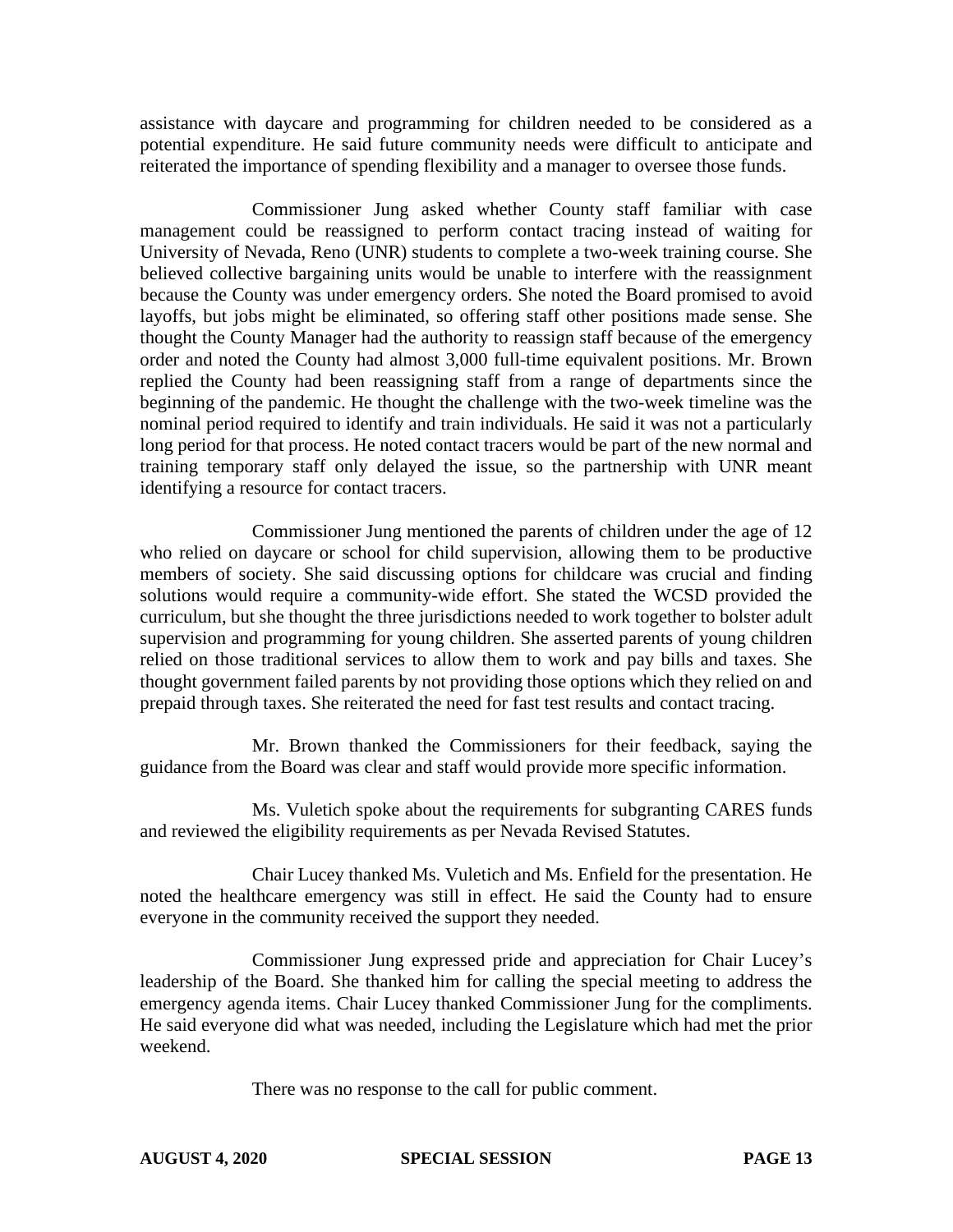assistance with daycare and programming for children needed to be considered as a potential expenditure. He said future community needs were difficult to anticipate and reiterated the importance of spending flexibility and a manager to oversee those funds.

Commissioner Jung asked whether County staff familiar with case management could be reassigned to perform contact tracing instead of waiting for University of Nevada, Reno (UNR) students to complete a two-week training course. She believed collective bargaining units would be unable to interfere with the reassignment because the County was under emergency orders. She noted the Board promised to avoid layoffs, but jobs might be eliminated, so offering staff other positions made sense. She thought the County Manager had the authority to reassign staff because of the emergency order and noted the County had almost 3,000 full-time equivalent positions. Mr. Brown replied the County had been reassigning staff from a range of departments since the beginning of the pandemic. He thought the challenge with the two-week timeline was the nominal period required to identify and train individuals. He said it was not a particularly long period for that process. He noted contact tracers would be part of the new normal and training temporary staff only delayed the issue, so the partnership with UNR meant identifying a resource for contact tracers.

Commissioner Jung mentioned the parents of children under the age of 12 who relied on daycare or school for child supervision, allowing them to be productive members of society. She said discussing options for childcare was crucial and finding solutions would require a community-wide effort. She stated the WCSD provided the curriculum, but she thought the three jurisdictions needed to work together to bolster adult supervision and programming for young children. She asserted parents of young children relied on those traditional services to allow them to work and pay bills and taxes. She thought government failed parents by not providing those options which they relied on and prepaid through taxes. She reiterated the need for fast test results and contact tracing.

Mr. Brown thanked the Commissioners for their feedback, saying the guidance from the Board was clear and staff would provide more specific information.

Ms. Vuletich spoke about the requirements for subgranting CARES funds and reviewed the eligibility requirements as per Nevada Revised Statutes.

Chair Lucey thanked Ms. Vuletich and Ms. Enfield for the presentation. He noted the healthcare emergency was still in effect. He said the County had to ensure everyone in the community received the support they needed.

Commissioner Jung expressed pride and appreciation for Chair Lucey's leadership of the Board. She thanked him for calling the special meeting to address the emergency agenda items. Chair Lucey thanked Commissioner Jung for the compliments. He said everyone did what was needed, including the Legislature which had met the prior weekend.

There was no response to the call for public comment.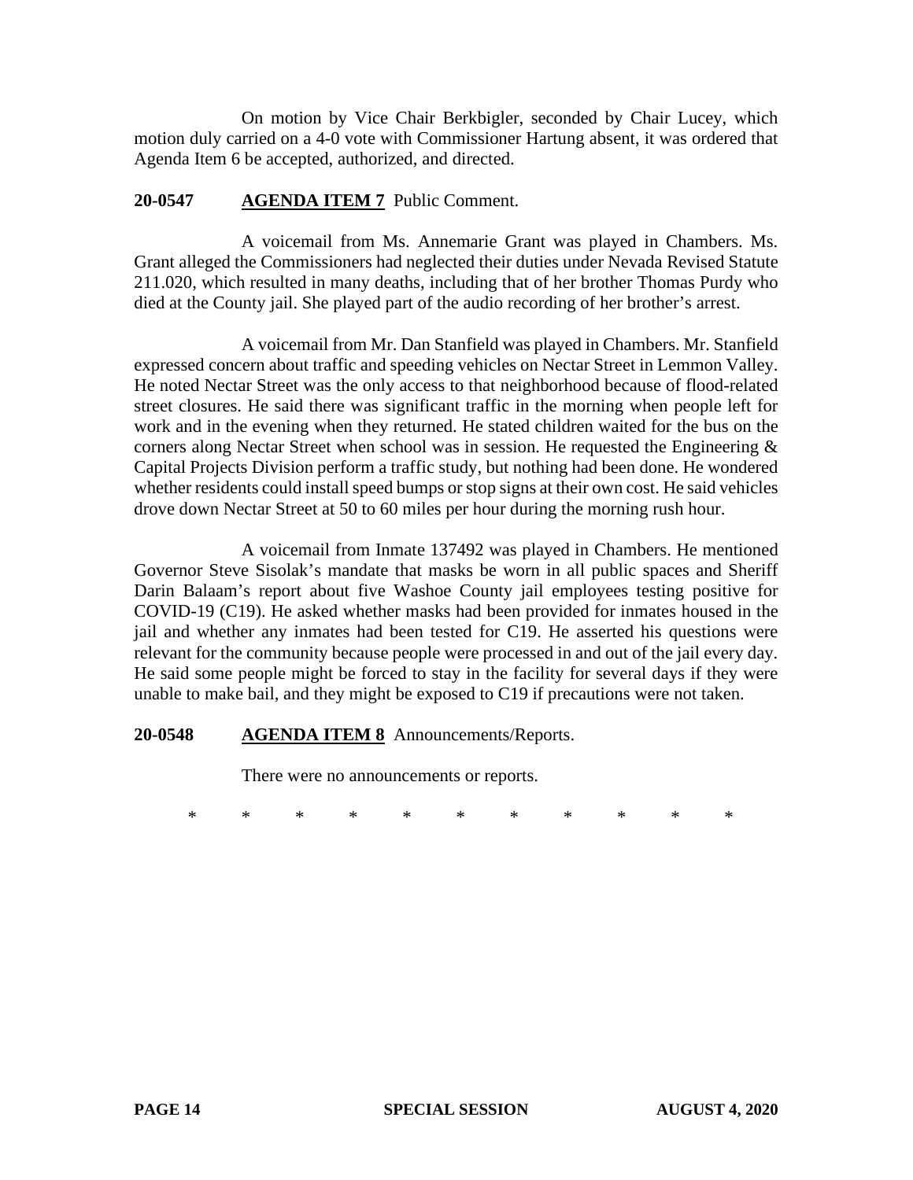On motion by Vice Chair Berkbigler, seconded by Chair Lucey, which motion duly carried on a 4-0 vote with Commissioner Hartung absent, it was ordered that Agenda Item 6 be accepted, authorized, and directed.

**20-0547 AGENDA ITEM 7** Public Comment.

A voicemail from Ms. Annemarie Grant was played in Chambers. Ms. Grant alleged the Commissioners had neglected their duties under Nevada Revised Statute 211.020, which resulted in many deaths, including that of her brother Thomas Purdy who died at the County jail. She played part of the audio recording of her brother's arrest.

A voicemail from Mr. Dan Stanfield was played in Chambers. Mr. Stanfield expressed concern about traffic and speeding vehicles on Nectar Street in Lemmon Valley. He noted Nectar Street was the only access to that neighborhood because of flood-related street closures. He said there was significant traffic in the morning when people left for work and in the evening when they returned. He stated children waited for the bus on the corners along Nectar Street when school was in session. He requested the Engineering & Capital Projects Division perform a traffic study, but nothing had been done. He wondered whether residents could install speed bumps or stop signs at their own cost. He said vehicles drove down Nectar Street at 50 to 60 miles per hour during the morning rush hour.

A voicemail from Inmate 137492 was played in Chambers. He mentioned Governor Steve Sisolak's mandate that masks be worn in all public spaces and Sheriff Darin Balaam's report about five Washoe County jail employees testing positive for COVID-19 (C19). He asked whether masks had been provided for inmates housed in the jail and whether any inmates had been tested for C19. He asserted his questions were relevant for the community because people were processed in and out of the jail every day. He said some people might be forced to stay in the facility for several days if they were unable to make bail, and they might be exposed to C19 if precautions were not taken.

**20-0548 AGENDA ITEM 8** Announcements/Reports.

There were no announcements or reports.

\* \* \* \* \* \* \* \* \* \* \*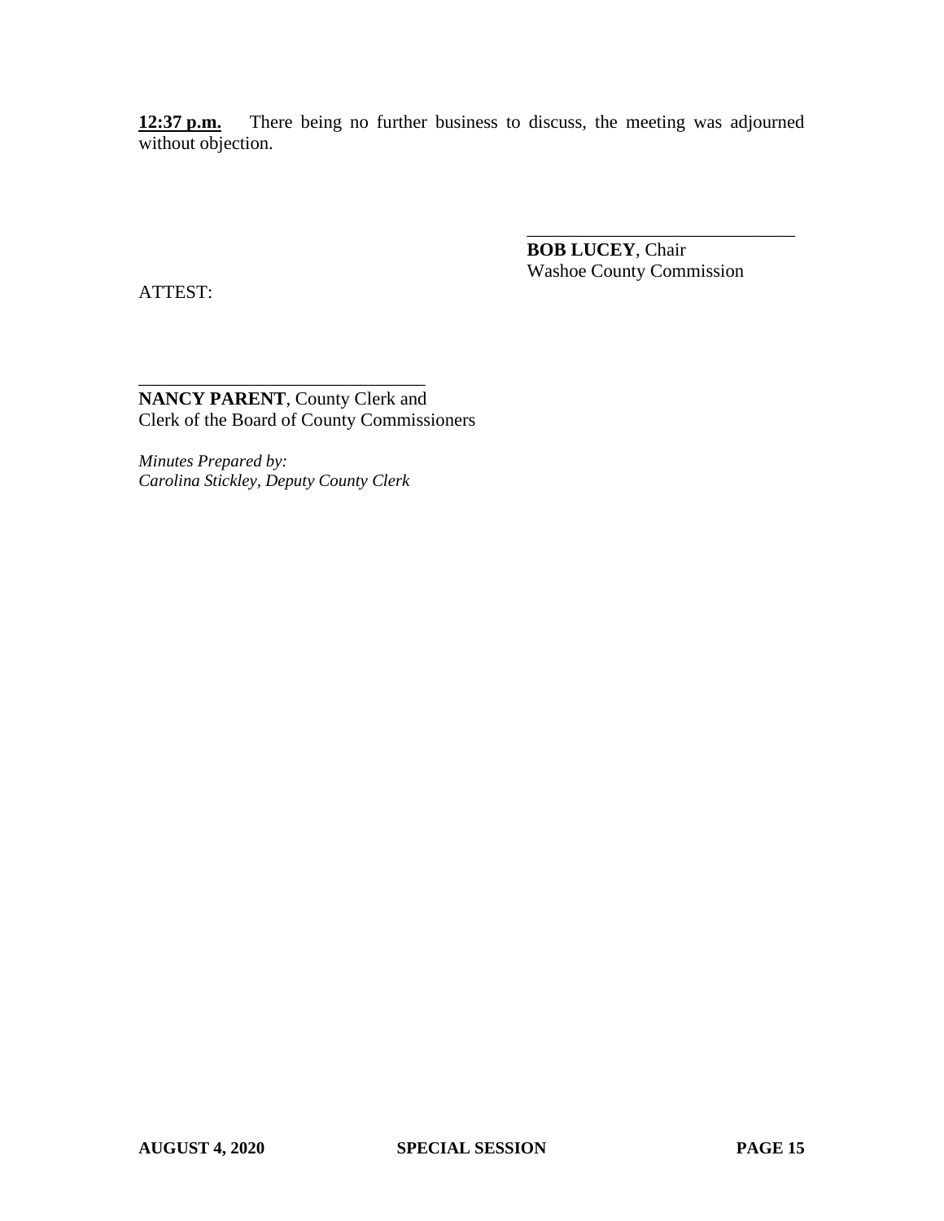**12:37 p.m.** There being no further business to discuss, the meeting was adjourned without objection.

\_\_\_\_\_\_\_\_\_\_\_\_\_\_\_\_\_\_\_\_\_\_\_\_\_\_\_\_\_\_
**BOB LUCEY**, Chair
Washoe County Commission

ATTEST:

\_\_\_\_\_\_\_\_\_\_\_\_\_\_\_\_\_\_\_\_\_\_\_\_\_\_\_\_\_\_
**NANCY PARENT**, County Clerk and
Clerk of the Board of County Commissioners

*Minutes Prepared by:*
*Carolina Stickley, Deputy County Clerk*